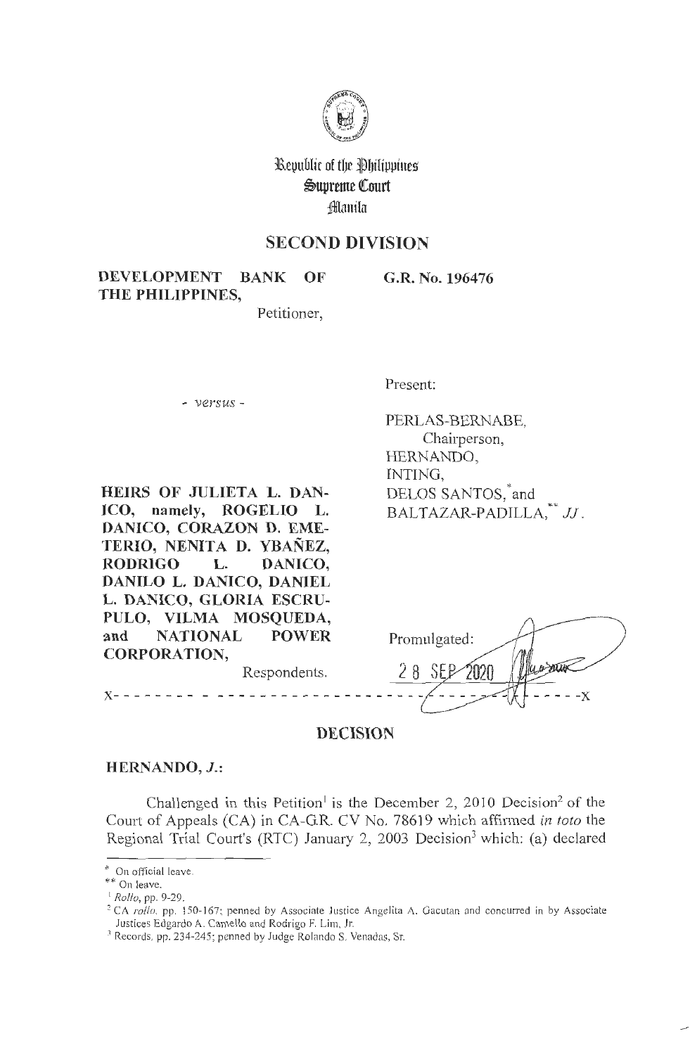Republic of the Philippines
Supreme Court
Manila

## SECOND DIVISION

**DEVELOPMENT BANK OF THE PHILIPPINES,**
Petitioner,

**G.R. No. 196476**

- *versus* -

Present:

PERLAS-BERNABE,
Chairperson,
HERNANDO,
INTING,
DELOS SANTOS,* and
BALTAZAR-PADILLA,** *JJ*.

**HEIRS OF JULIETA L. DANICO, namely, ROGELIO L. DANICO, CORAZON D. EMETERIO, NENITA D. YBAÑEZ, RODRIGO L. DANICO, DANILO L. DANICO, DANIEL L. DANICO, GLORIA ESCRUPULO, VILMA MOSQUEDA, and NATIONAL POWER CORPORATION,**
Respondents.

Promulgated:
28 SEP 2020

x-----------------------------------------------------------x

## DECISION

**HERNANDO, *J*.:**

Challenged in this Petition[1] is the December 2, 2010 Decision[2] of the Court of Appeals (CA) in CA-G.R. CV No. 78619 which affirmed *in toto* the Regional Trial Court's (RTC) January 2, 2003 Decision[3] which: (a) declared

---

\* On official leave.

\*\* On leave.

[1] *Rollo*, pp. 9-29.

[2] CA *rollo*, pp. 150-167; penned by Associate Justice Angelita A. Gacutan and concurred in by Associate Justices Edgardo A. Camello and Rodrigo F. Lim, Jr.

[3] Records, pp. 234-245; penned by Judge Rolando S. Venadas, Sr.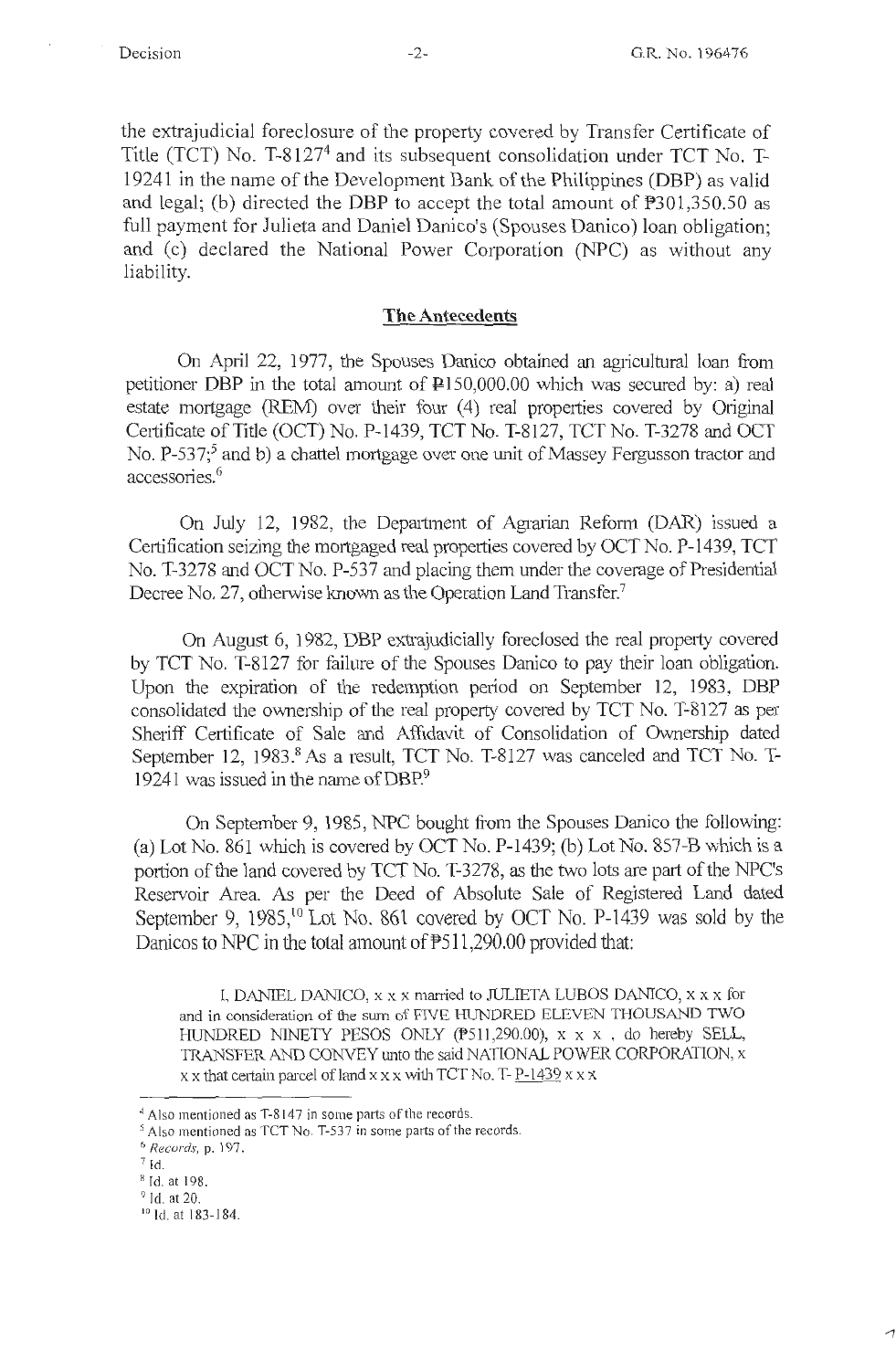the extrajudicial foreclosure of the property covered by Transfer Certificate of Title (TCT) No. T-8127[4] and its subsequent consolidation under TCT No. T-19241 in the name of the Development Bank of the Philippines (DBP) as valid and legal; (b) directed the DBP to accept the total amount of ₱301,350.50 as full payment for Julieta and Daniel Danico's (Spouses Danico) loan obligation; and (c) declared the National Power Corporation (NPC) as without any liability.

## The Antecedents

On April 22, 1977, the Spouses Danico obtained an agricultural loan from petitioner DBP in the total amount of ₱150,000.00 which was secured by: a) real estate mortgage (REM) over their four (4) real properties covered by Original Certificate of Title (OCT) No. P-1439, TCT No. T-8127, TCT No. T-3278 and OCT No. P-537;[5] and b) a chattel mortgage over one unit of Massey Fergusson tractor and accessories.[6]

On July 12, 1982, the Department of Agrarian Reform (DAR) issued a Certification seizing the mortgaged real properties covered by OCT No. P-1439, TCT No. T-3278 and OCT No. P-537 and placing them under the coverage of Presidential Decree No. 27, otherwise known as the Operation Land Transfer.[7]

On August 6, 1982, DBP extrajudicially foreclosed the real property covered by TCT No. T-8127 for failure of the Spouses Danico to pay their loan obligation. Upon the expiration of the redemption period on September 12, 1983, DBP consolidated the ownership of the real property covered by TCT No. T-8127 as per Sheriff Certificate of Sale and Affidavit of Consolidation of Ownership dated September 12, 1983.[8] As a result, TCT No. T-8127 was canceled and TCT No. T-19241 was issued in the name of DBP.[9]

On September 9, 1985, NPC bought from the Spouses Danico the following: (a) Lot No. 861 which is covered by OCT No. P-1439; (b) Lot No. 857-B which is a portion of the land covered by TCT No. T-3278, as the two lots are part of the NPC's Reservoir Area. As per the Deed of Absolute Sale of Registered Land dated September 9, 1985,[10] Lot No. 861 covered by OCT No. P-1439 was sold by the Danicos to NPC in the total amount of ₱511,290.00 provided that:

> I, DANIEL DANICO, x x x married to JULIETA LUBOS DANICO, x x x for and in consideration of the sum of FIVE HUNDRED ELEVEN THOUSAND TWO HUNDRED NINETY PESOS ONLY (₱511,290.00), x x x , do hereby SELL, TRANSFER AND CONVEY unto the said NATIONAL POWER CORPORATION, x x x that certain parcel of land x x x with TCT No. T- P-1439 x x x

---

[4] Also mentioned as T-8147 in some parts of the records.

[5] Also mentioned as TCT No. T-537 in some parts of the records.

[6] *Records*, p. 197.

[7] Id.

[8] Id. at 198.

[9] Id. at 20.

[10] Id. at 183-184.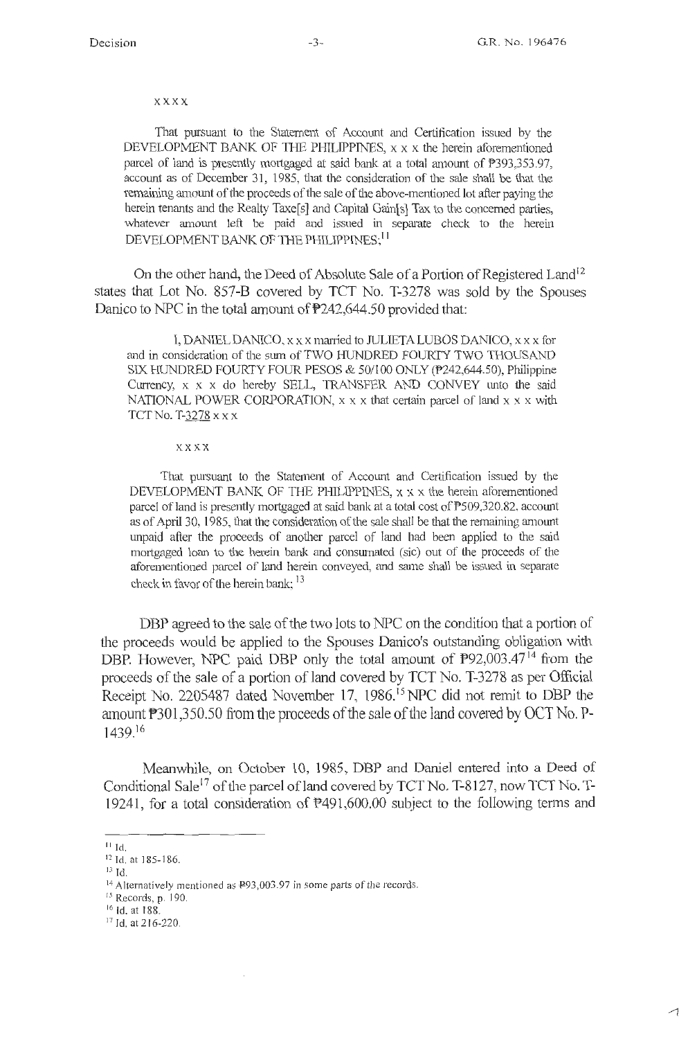x x x x

That pursuant to the Statement of Account and Certification issued by the DEVELOPMENT BANK OF THE PHILIPPINES, x x x the herein aforementioned parcel of land is presently mortgaged at said bank at a total amount of ₱393,353.97, account as of December 31, 1985, that the consideration of the sale shall be that the remaining amount of the proceeds of the sale of the above-mentioned lot after paying the herein tenants and the Realty Taxe[s] and Capital Gain[s] Tax to the concerned parties, whatever amount left be paid and issued in separate check to the herein DEVELOPMENT BANK OF THE PHILIPPINES;[11]

On the other hand, the Deed of Absolute Sale of a Portion of Registered Land[12] states that Lot No. 857-B covered by TCT No. T-3278 was sold by the Spouses Danico to NPC in the total amount of ₱242,644.50 provided that:

I, DANIEL DANICO, x x x married to JULIETA LUBOS DANICO, x x x for and in consideration of the sum of TWO HUNDRED FOURTY TWO THOUSAND SIX HUNDRED FOURTY FOUR PESOS & 50/100 ONLY (₱242,644.50), Philippine Currency, x x x do hereby SELL, TRANSFER AND CONVEY unto the said NATIONAL POWER CORPORATION, x x x that certain parcel of land x x x with TCT No. T-3278 x x x

x x x x

That pursuant to the Statement of Account and Certification issued by the DEVELOPMENT BANK OF THE PHILIPPINES, x x x the herein aforementioned parcel of land is presently mortgaged at said bank at a total cost of ₱509,320.82, account as of April 30, 1985, that the consideration of the sale shall be that the remaining amount unpaid after the proceeds of another parcel of land had been applied to the said mortgaged loan to the herein bank and consumated (sic) out of the proceeds of the aforementioned parcel of land herein conveyed, and same shall be issued in separate check in favor of the herein bank;[13]

DBP agreed to the sale of the two lots to NPC on the condition that a portion of the proceeds would be applied to the Spouses Danico's outstanding obligation with DBP. However, NPC paid DBP only the total amount of ₱92,003.47[14] from the proceeds of the sale of a portion of land covered by TCT No. T-3278 as per Official Receipt No. 2205487 dated November 17, 1986.[15] NPC did not remit to DBP the amount ₱301,350.50 from the proceeds of the sale of the land covered by OCT No. P-1439.[16]

Meanwhile, on October 10, 1985, DBP and Daniel entered into a Deed of Conditional Sale[17] of the parcel of land covered by TCT No. T-8127, now TCT No. T-19241, for a total consideration of ₱491,600.00 subject to the following terms and

---

[11] Id.

[12] Id. at 185-186.

[13] Id.

[14] Alternatively mentioned as ₱93,003.97 in some parts of the records.

[15] Records, p. 190.

[16] Id. at 188.

[17] Id. at 216-220.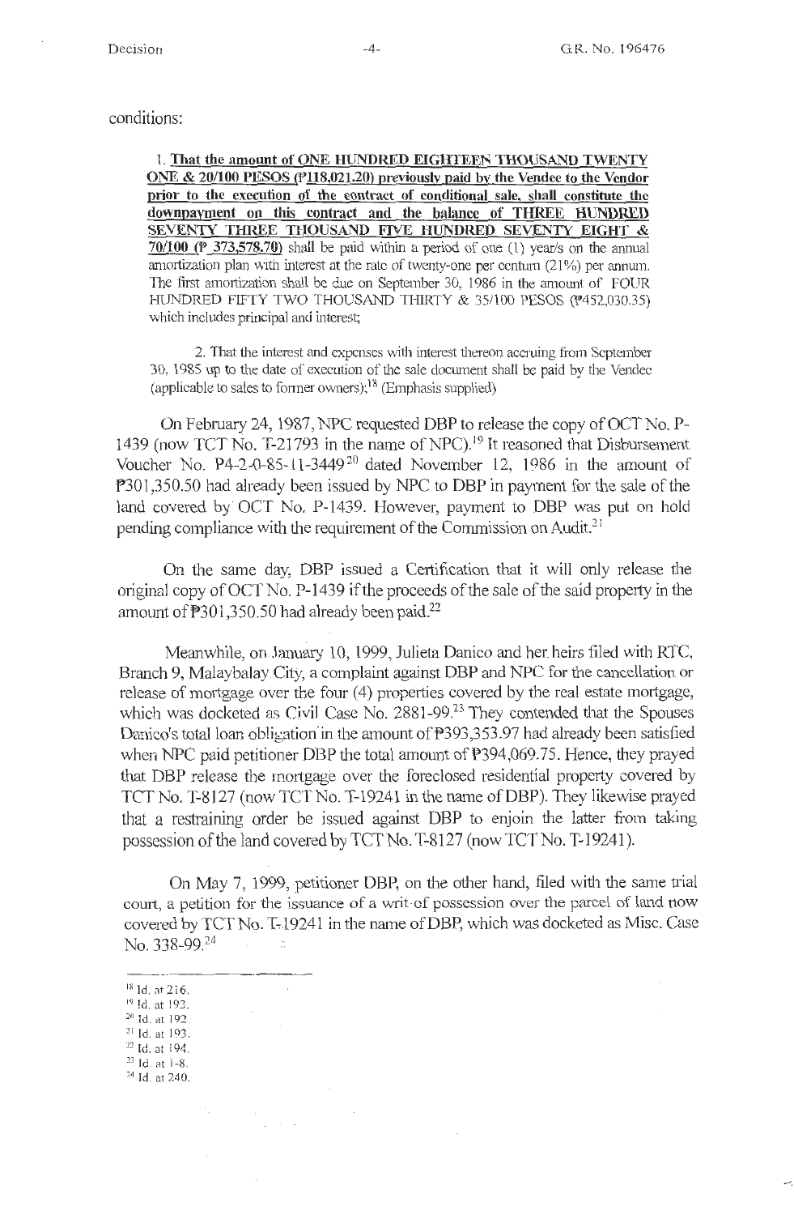conditions:

> 1. **That the amount of ONE HUNDRED EIGHTEEN THOUSAND TWENTY ONE & 20/100 PESOS (₱118,021.20) previously paid by the Vendee to the Vendor prior to the execution of the contract of conditional sale, shall constitute the downpayment on this contract and the balance of THREE HUNDRED SEVENTY THREE THOUSAND FIVE HUNDRED SEVENTY EIGHT & 70/100 (₱ 373,578.70)** shall be paid within a period of one (1) year/s on the annual amortization plan with interest at the rate of twenty-one per centum (21%) per annum. The first amortization shall be due on September 30, 1986 in the amount of FOUR HUNDRED FIFTY TWO THOUSAND THIRTY & 35/100 PESOS (₱452,030.35) which includes principal and interest;
>
> 2. That the interest and expenses with interest thereon accruing from September 30, 1985 up to the date of execution of the sale document shall be paid by the Vendee (applicable to sales to former owners);[18] (Emphasis supplied)

On February 24, 1987, NPC requested DBP to release the copy of OCT No. P-1439 (now TCT No. T-21793 in the name of NPC).[19] It reasoned that Disbursement Voucher No. P4-2-0-85-11-3449[20] dated November 12, 1986 in the amount of ₱301,350.50 had already been issued by NPC to DBP in payment for the sale of the land covered by OCT No. P-1439. However, payment to DBP was put on hold pending compliance with the requirement of the Commission on Audit.[21]

On the same day, DBP issued a Certification that it will only release the original copy of OCT No. P-1439 if the proceeds of the sale of the said property in the amount of ₱301,350.50 had already been paid.[22]

Meanwhile, on January 10, 1999, Julieta Danico and her heirs filed with RTC, Branch 9, Malaybalay City, a complaint against DBP and NPC for the cancellation or release of mortgage over the four (4) properties covered by the real estate mortgage, which was docketed as Civil Case No. 2881-99.[23] They contended that the Spouses Danico's total loan obligation in the amount of ₱393,353.97 had already been satisfied when NPC paid petitioner DBP the total amount of ₱394,069.75. Hence, they prayed that DBP release the mortgage over the foreclosed residential property covered by TCT No. T-8127 (now TCT No. T-19241 in the name of DBP). They likewise prayed that a restraining order be issued against DBP to enjoin the latter from taking possession of the land covered by TCT No. T-8127 (now TCT No. T-19241).

On May 7, 1999, petitioner DBP, on the other hand, filed with the same trial court, a petition for the issuance of a writ of possession over the parcel of land now covered by TCT No. T-19241 in the name of DBP, which was docketed as Misc. Case No. 338-99.[24]

---

[18] Id. at 216.
[19] Id. at 193.
[20] Id. at 192.
[21] Id. at 193.
[22] Id. at 194.
[23] Id. at 1-8.
[24] Id. at 240.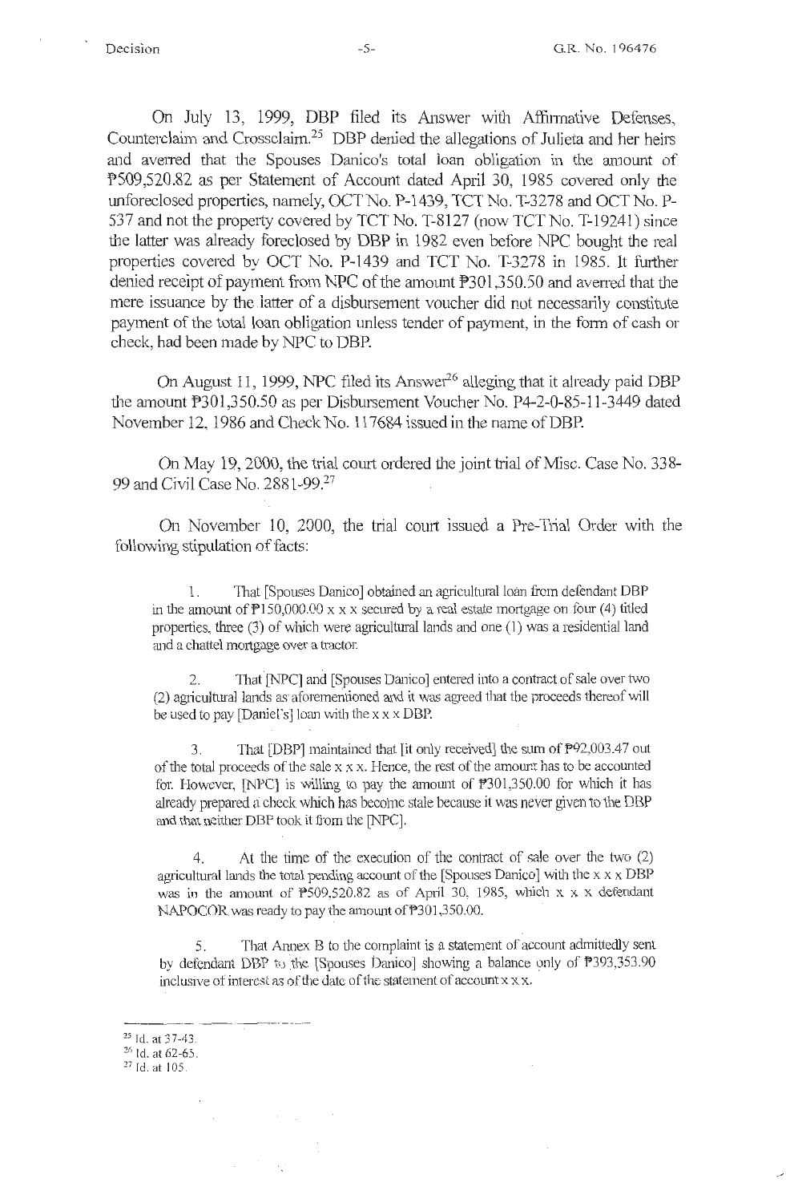On July 13, 1999, DBP filed its Answer with Affirmative Defenses, Counterclaim and Crossclaim.[25] DBP denied the allegations of Julieta and her heirs and averred that the Spouses Danico's total loan obligation in the amount of ₱509,520.82 as per Statement of Account dated April 30, 1985 covered only the unforeclosed properties, namely, OCT No. P-1439, TCT No. T-3278 and OCT No. P-537 and not the property covered by TCT No. T-8127 (now TCT No. T-19241) since the latter was already foreclosed by DBP in 1982 even before NPC bought the real properties covered by OCT No. P-1439 and TCT No. T-3278 in 1985. It further denied receipt of payment from NPC of the amount ₱301,350.50 and averred that the mere issuance by the latter of a disbursement voucher did not necessarily constitute payment of the total loan obligation unless tender of payment, in the form of cash or check, had been made by NPC to DBP.

On August 11, 1999, NPC filed its Answer[26] alleging that it already paid DBP the amount ₱301,350.50 as per Disbursement Voucher No. P4-2-0-85-11-3449 dated November 12, 1986 and Check No. 117684 issued in the name of DBP.

On May 19, 2000, the trial court ordered the joint trial of Misc. Case No. 338-99 and Civil Case No. 2881-99.[27]

On November 10, 2000, the trial court issued a Pre-Trial Order with the following stipulation of facts:

> 1. That [Spouses Danico] obtained an agricultural loan from defendant DBP in the amount of ₱150,000.00 x x x secured by a real estate mortgage on four (4) titled properties, three (3) of which were agricultural lands and one (1) was a residential land and a chattel mortgage over a tractor.
>
> 2. That [NPC] and [Spouses Danico] entered into a contract of sale over two (2) agricultural lands as aforementioned and it was agreed that the proceeds thereof will be used to pay [Daniel's] loan with the x x x DBP.
>
> 3. That [DBP] maintained that [it only received] the sum of ₱92,003.47 out of the total proceeds of the sale x x x. Hence, the rest of the amount has to be accounted for. However, [NPC] is willing to pay the amount of ₱301,350.00 for which it has already prepared a check which has become stale because it was never given to the DBP and that neither DBP took it from the [NPC].
>
> 4. At the time of the execution of the contract of sale over the two (2) agricultural lands the total pending account of the [Spouses Danico] with the x x x DBP was in the amount of ₱509,520.82 as of April 30, 1985, which x x x defendant NAPOCOR was ready to pay the amount of ₱301,350.00.
>
> 5. That Annex B to the complaint is a statement of account admittedly sent by defendant DBP to the [Spouses Danico] showing a balance only of ₱393,353.90 inclusive of interest as of the date of the statement of account x x x.

---

[25] Id. at 37-43.

[26] Id. at 62-65.

[27] Id. at 105.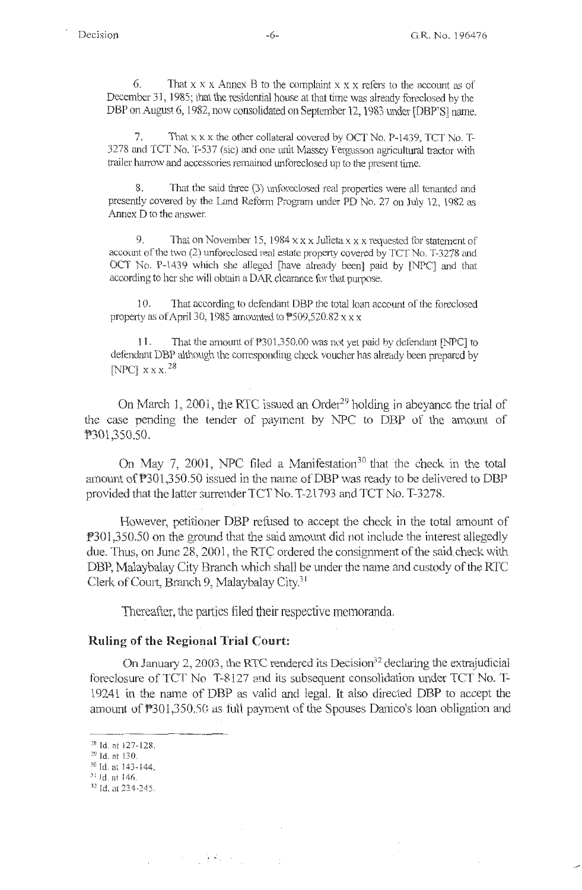6. That x x x Annex B to the complaint x x x refers to the account as of December 31, 1985; that the residential house at that time was already foreclosed by the DBP on August 6, 1982, now consolidated on September 12, 1983 under [DBP'S] name.

7. That x x x the other collateral covered by OCT No. P-1439, TCT No. T-3278 and TCT No. T-537 (sic) and one unit Massey Fergusson agricultural tractor with trailer harrow and accessories remained unforeclosed up to the present time.

8. That the said three (3) unforeclosed real properties were all tenanted and presently covered by the Land Reform Program under PD No. 27 on July 12, 1982 as Annex D to the answer.

9. That on November 15, 1984 x x x Julieta x x x requested for statement of account of the two (2) unforeclosed real estate property covered by TCT No. T-3278 and OCT No. P-1439 which she alleged [have already been] paid by [NPC] and that according to her she will obtain a DAR clearance for that purpose.

10. That according to defendant DBP the total loan account of the foreclosed property as of April 30, 1985 amounted to ₱509,520.82 x x x

11. That the amount of ₱301,350.00 was not yet paid by defendant [NPC] to defendant DBP although the corresponding check voucher has already been prepared by [NPC] x x x.[28]

On March 1, 2001, the RTC issued an Order[29] holding in abeyance the trial of the case pending the tender of payment by NPC to DBP of the amount of ₱301,350.50.

On May 7, 2001, NPC filed a Manifestation[30] that the check in the total amount of ₱301,350.50 issued in the name of DBP was ready to be delivered to DBP provided that the latter surrender TCT No. T-21793 and TCT No. T-3278.

However, petitioner DBP refused to accept the check in the total amount of ₱301,350.50 on the ground that the said amount did not include the interest allegedly due. Thus, on June 28, 2001, the RTC ordered the consignment of the said check with DBP, Malaybalay City Branch which shall be under the name and custody of the RTC Clerk of Court, Branch 9, Malaybalay City.[31]

Thereafter, the parties filed their respective memoranda.

**Ruling of the Regional Trial Court:**

On January 2, 2003, the RTC rendered its Decision[32] declaring the extrajudicial foreclosure of TCT No. T-8127 and its subsequent consolidation under TCT No. T-19241 in the name of DBP as valid and legal. It also directed DBP to accept the amount of ₱301,350.50 as full payment of the Spouses Danico's loan obligation and

---

[28] Id. at 127-128.
[29] Id. at 130.
[30] Id. at 143-144.
[31] Id. at 146.
[32] Id. at 234-245.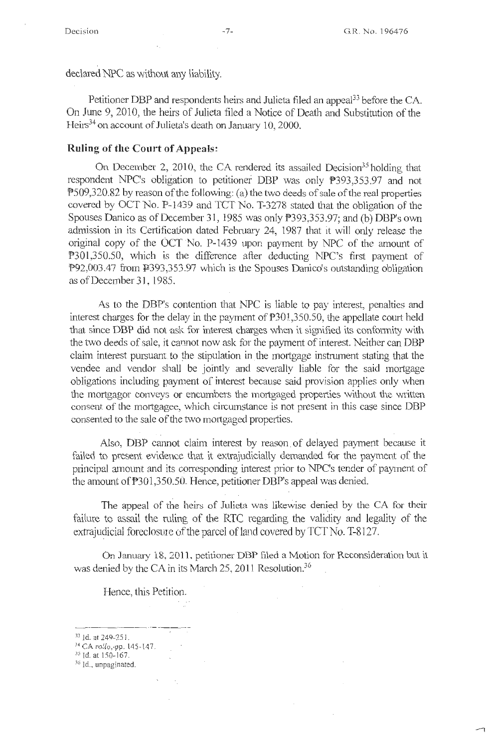declared NPC as without any liability.

Petitioner DBP and respondents heirs and Julieta filed an appeal[33] before the CA. On June 9, 2010, the heirs of Julieta filed a Notice of Death and Substitution of the Heirs[34] on account of Julieta's death on January 10, 2000.

**Ruling of the Court of Appeals:**

On December 2, 2010, the CA rendered its assailed Decision[35] holding that respondent NPC's obligation to petitioner DBP was only ₱393,353.97 and not ₱509,320.82 by reason of the following: (a) the two deeds of sale of the real properties covered by OCT No. P-1439 and TCT No. T-3278 stated that the obligation of the Spouses Danico as of December 31, 1985 was only ₱393,353.97; and (b) DBP's own admission in its Certification dated February 24, 1987 that it will only release the original copy of the OCT No. P-1439 upon payment by NPC of the amount of ₱301,350.50, which is the difference after deducting NPC's first payment of ₱92,003.47 from ₱393,353.97 which is the Spouses Danico's outstanding obligation as of December 31, 1985.

As to the DBP's contention that NPC is liable to pay interest, penalties and interest charges for the delay in the payment of ₱301,350.50, the appellate court held that since DBP did not ask for interest charges when it signified its conformity with the two deeds of sale, it cannot now ask for the payment of interest. Neither can DBP claim interest pursuant to the stipulation in the mortgage instrument stating that the vendee and vendor shall be jointly and severally liable for the said mortgage obligations including payment of interest because said provision applies only when the mortgagor conveys or encumbers the mortgaged properties without the written consent of the mortgagee, which circumstance is not present in this case since DBP consented to the sale of the two mortgaged properties.

Also, DBP cannot claim interest by reason of delayed payment because it failed to present evidence that it extrajudicially demanded for the payment of the principal amount and its corresponding interest prior to NPC's tender of payment of the amount of ₱301,350.50. Hence, petitioner DBP's appeal was denied.

The appeal of the heirs of Julieta was likewise denied by the CA for their failure to assail the ruling of the RTC regarding the validity and legality of the extrajudicial foreclosure of the parcel of land covered by TCT No. T-8127.

On January 18, 2011, petitioner DBP filed a Motion for Reconsideration but it was denied by the CA in its March 25, 2011 Resolution.[36]

Hence, this Petition.

---

[33] Id. at 249-251.

[34] CA *rollo*, pp. 145-147.

[35] Id. at 150-167.

[36] Id., unpaginated.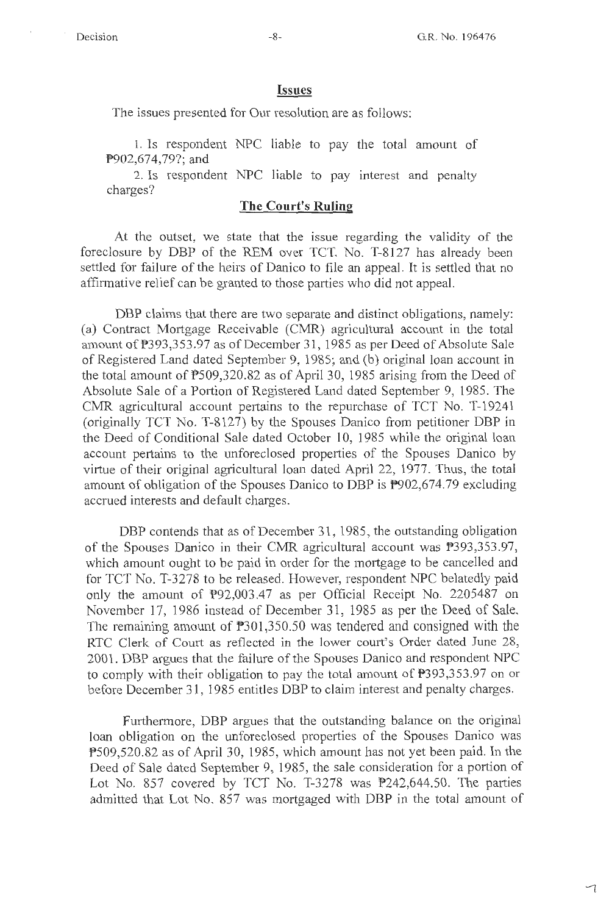## Issues

The issues presented for Our resolution are as follows:

1. Is respondent NPC liable to pay the total amount of ₱902,674,79?; and

2. Is respondent NPC liable to pay interest and penalty charges?

## The Court's Ruling

At the outset, we state that the issue regarding the validity of the foreclosure by DBP of the REM over TCT. No. T-8127 has already been settled for failure of the heirs of Danico to file an appeal. It is settled that no affirmative relief can be granted to those parties who did not appeal.

DBP claims that there are two separate and distinct obligations, namely: (a) Contract Mortgage Receivable (CMR) agricultural account in the total amount of ₱393,353.97 as of December 31, 1985 as per Deed of Absolute Sale of Registered Land dated September 9, 1985; and (b) original loan account in the total amount of ₱509,320.82 as of April 30, 1985 arising from the Deed of Absolute Sale of a Portion of Registered Land dated September 9, 1985. The CMR agricultural account pertains to the repurchase of TCT No. T-19241 (originally TCT No. T-8127) by the Spouses Danico from petitioner DBP in the Deed of Conditional Sale dated October 10, 1985 while the original loan account pertains to the unforeclosed properties of the Spouses Danico by virtue of their original agricultural loan dated April 22, 1977. Thus, the total amount of obligation of the Spouses Danico to DBP is ₱902,674.79 excluding accrued interests and default charges.

DBP contends that as of December 31, 1985, the outstanding obligation of the Spouses Danico in their CMR agricultural account was ₱393,353.97, which amount ought to be paid in order for the mortgage to be cancelled and for TCT No. T-3278 to be released. However, respondent NPC belatedly paid only the amount of ₱92,003.47 as per Official Receipt No. 2205487 on November 17, 1986 instead of December 31, 1985 as per the Deed of Sale. The remaining amount of ₱301,350.50 was tendered and consigned with the RTC Clerk of Court as reflected in the lower court's Order dated June 28, 2001. DBP argues that the failure of the Spouses Danico and respondent NPC to comply with their obligation to pay the total amount of ₱393,353.97 on or before December 31, 1985 entitles DBP to claim interest and penalty charges.

Furthermore, DBP argues that the outstanding balance on the original loan obligation on the unforeclosed properties of the Spouses Danico was ₱509,520.82 as of April 30, 1985, which amount has not yet been paid. In the Deed of Sale dated September 9, 1985, the sale consideration for a portion of Lot No. 857 covered by TCT No. T-3278 was ₱242,644.50. The parties admitted that Lot No. 857 was mortgaged with DBP in the total amount of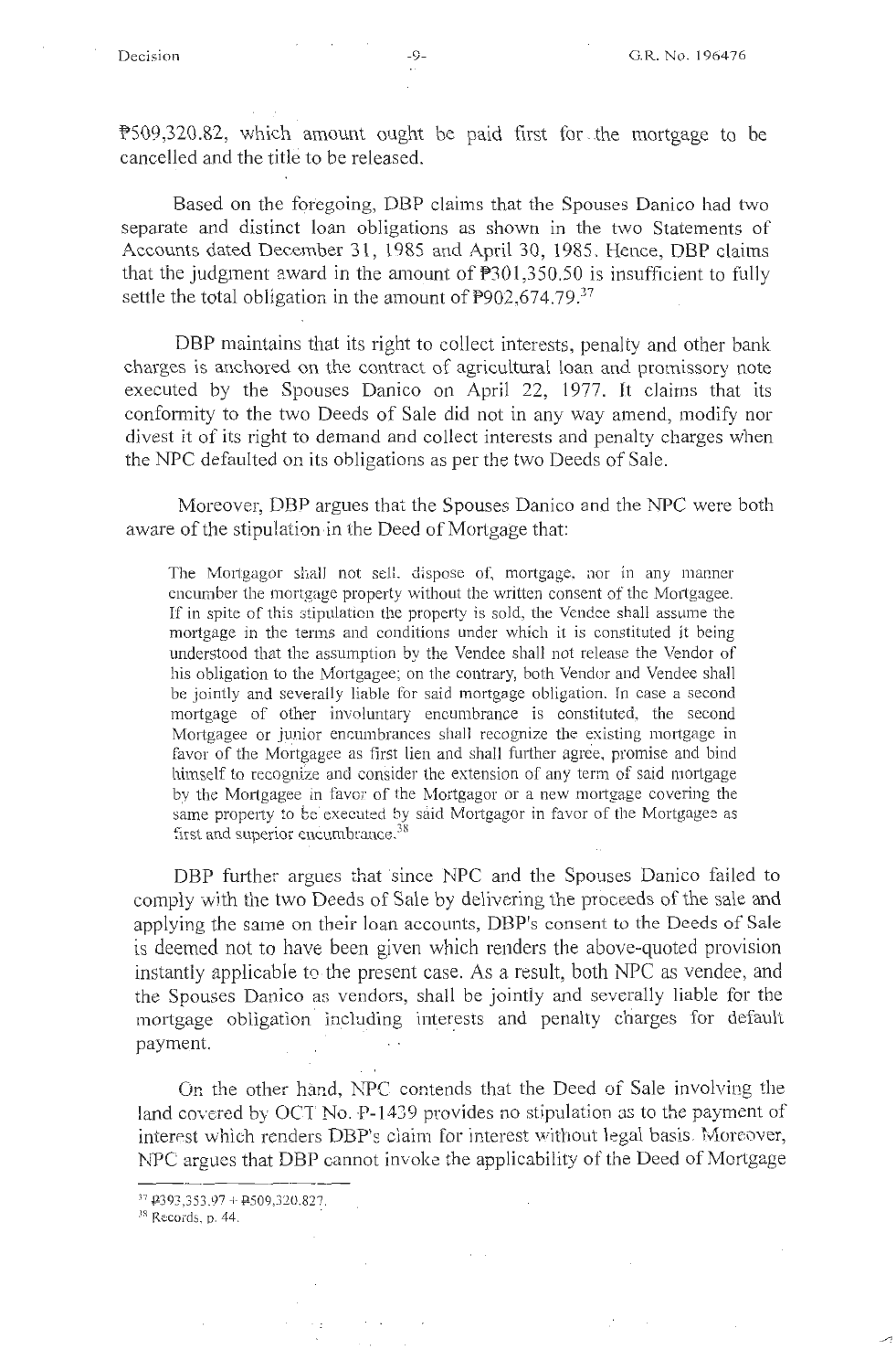₱509,320.82, which amount ought be paid first for the mortgage to be cancelled and the title to be released.

Based on the foregoing, DBP claims that the Spouses Danico had two separate and distinct loan obligations as shown in the two Statements of Accounts dated December 31, 1985 and April 30, 1985. Hence, DBP claims that the judgment award in the amount of ₱301,350.50 is insufficient to fully settle the total obligation in the amount of ₱902,674.79.[37]

DBP maintains that its right to collect interests, penalty and other bank charges is anchored on the contract of agricultural loan and promissory note executed by the Spouses Danico on April 22, 1977. It claims that its conformity to the two Deeds of Sale did not in any way amend, modify nor divest it of its right to demand and collect interests and penalty charges when the NPC defaulted on its obligations as per the two Deeds of Sale.

Moreover, DBP argues that the Spouses Danico and the NPC were both aware of the stipulation in the Deed of Mortgage that:

> The Mortgagor shall not sell, dispose of, mortgage, nor in any manner encumber the mortgage property without the written consent of the Mortgagee. If in spite of this stipulation the property is sold, the Vendee shall assume the mortgage in the terms and conditions under which it is constituted it being understood that the assumption by the Vendee shall not release the Vendor of his obligation to the Mortgagee; on the contrary, both Vendor and Vendee shall be jointly and severally liable for said mortgage obligation. In case a second mortgage of other involuntary encumbrance is constituted, the second Mortgagee or junior encumbrances shall recognize the existing mortgage in favor of the Mortgagee as first lien and shall further agree, promise and bind himself to recognize and consider the extension of any term of said mortgage by the Mortgagee in favor of the Mortgagor or a new mortgage covering the same property to be executed by said Mortgagor in favor of the Mortgagee as first and superior encumbrance.[38]

DBP further argues that since NPC and the Spouses Danico failed to comply with the two Deeds of Sale by delivering the proceeds of the sale and applying the same on their loan accounts, DBP's consent to the Deeds of Sale is deemed not to have been given which renders the above-quoted provision instantly applicable to the present case. As a result, both NPC as vendee, and the Spouses Danico as vendors, shall be jointly and severally liable for the mortgage obligation including interests and penalty charges for default payment.

On the other hand, NPC contends that the Deed of Sale involving the land covered by OCT No. P-1439 provides no stipulation as to the payment of interest which renders DBP's claim for interest without legal basis. Moreover, NPC argues that DBP cannot invoke the applicability of the Deed of Mortgage

---

[37] ₱393,353.97 + ₱509,320.827.

[38] Records, p. 44.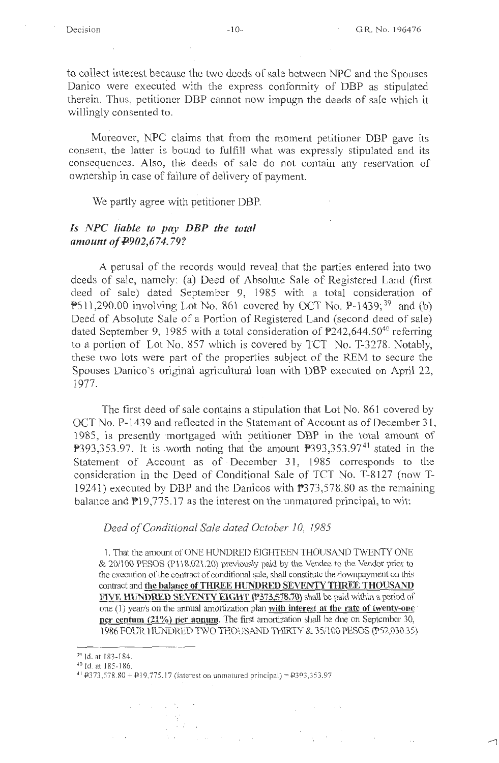to collect interest because the two deeds of sale between NPC and the Spouses Danico were executed with the express conformity of DBP as stipulated therein. Thus, petitioner DBP cannot now impugn the deeds of sale which it willingly consented to.

Moreover, NPC claims that from the moment petitioner DBP gave its consent, the latter is bound to fulfill what was expressly stipulated and its consequences. Also, the deeds of sale do not contain any reservation of ownership in case of failure of delivery of payment.

We partly agree with petitioner DBP.

### *Is NPC liable to pay DBP the total amount of ₱902,674.79?*

A perusal of the records would reveal that the parties entered into two deeds of sale, namely: (a) Deed of Absolute Sale of Registered Land (first deed of sale) dated September 9, 1985 with a total consideration of ₱511,290.00 involving Lot No. 861 covered by OCT No. P-1439;[39] and (b) Deed of Absolute Sale of a Portion of Registered Land (second deed of sale) dated September 9, 1985 with a total consideration of ₱242,644.50[40] referring to a portion of Lot No. 857 which is covered by TCT No. T-3278. Notably, these two lots were part of the properties subject of the REM to secure the Spouses Danico's original agricultural loan with DBP executed on April 22, 1977.

The first deed of sale contains a stipulation that Lot No. 861 covered by OCT No. P-1439 and reflected in the Statement of Account as of December 31, 1985, is presently mortgaged with petitioner DBP in the total amount of ₱393,353.97. It is worth noting that the amount ₱393,353.97[41] stated in the Statement of Account as of December 31, 1985 corresponds to the consideration in the Deed of Conditional Sale of TCT No. T-8127 (now T-19241) executed by DBP and the Danicos with ₱373,578.80 as the remaining balance and ₱19,775.17 as the interest on the unmatured principal, to wit:

*Deed of Conditional Sale dated October 10, 1985*

> 1. That the amount of ONE HUNDRED EIGHTEEN THOUSAND TWENTY ONE & 20/100 PESOS (₱118,021.20) previously paid by the Vendee to the Vendor prior to the execution of the contract of conditional sale, shall constitute the downpayment on this contract and **the balance of THREE HUNDRED SEVENTY THREE THOUSAND FIVE HUNDRED SEVENTY EIGHT (₱373,578.70)** shall be paid within a period of one (1) year/s on the annual amortization plan **with interest at the rate of twenty-one per centum (21%) per annum**. The first amortization shall be due on September 30, 1986 FOUR HUNDRED TWO THOUSAND THIRTY & 35/100 PESOS (₱52,030.35)

---

[39] Id. at 183-184.

[40] Id. at 185-186.

[41] ₱373,578.80 + ₱19,775.17 (interest on unmatured principal) = ₱393,353.97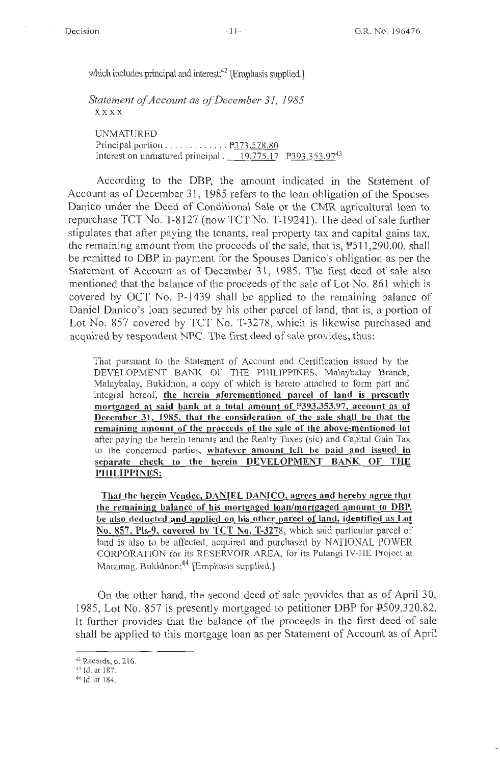which includes principal and interest;[42] [Emphasis supplied.]

*Statement of Account as of December 31, 1985*
x x x x

UNMATURED
Principal portion . . . . . . . . . . . . ₱373,578.80
Interest on unmatured principal . 19,775.17 ₱393,353.97[43]

According to the DBP, the amount indicated in the Statement of Account as of December 31, 1985 refers to the loan obligation of the Spouses Danico under the Deed of Conditional Sale or the CMR agricultural loan to repurchase TCT No. T-8127 (now TCT No. T-19241). The deed of sale further stipulates that after paying the tenants, real property tax and capital gains tax, the remaining amount from the proceeds of the sale, that is, ₱511,290.00, shall be remitted to DBP in payment for the Spouses Danico's obligation as per the Statement of Account as of December 31, 1985. The first deed of sale also mentioned that the balance of the proceeds of the sale of Lot No. 861 which is covered by OCT No. P-1439 shall be applied to the remaining balance of Daniel Danico's loan secured by his other parcel of land, that is, a portion of Lot No. 857 covered by TCT No. T-3278, which is likewise purchased and acquired by respondent NPC. The first deed of sale provides, thus:

> That pursuant to the Statement of Account and Certification issued by the DEVELOPMENT BANK OF THE PHILIPPINES, Malaybalay Branch, Malaybalay, Bukidnon, a copy of which is hereto attached to form part and integral hereof, **the herein aforementioned parcel of land is presently mortgaged at said bank at a total amount of ₱393,353.97, account as of December 31, 1985, that the consideration of the sale shall be that the remaining amount of the proceeds of the sale of the above-mentioned lot** after paying the herein tenants and the Realty Taxes (sic) and Capital Gain Tax to the concerned parties, **whatever amount left be paid and issued in separate check to the herein DEVELOPMENT BANK OF THE PHILIPPINES;**
>
> **That the herein Vendee, DANIEL DANICO, agrees and hereby agree that the remaining balance of his mortgaged loan/mortgaged amount to DBP, be also deducted and applied on his other parcel of land, identified as Lot No. 857, Pls-9, covered by TCT No. T-3278**, which said particular parcel of land is also to be affected, acquired and purchased by NATIONAL POWER CORPORATION for its RESERVOIR AREA, for its Pulangi IV-HE Project at Maramag, Bukidnon;[44] [Emphasis supplied.]

On the other hand, the second deed of sale provides that as of April 30, 1985, Lot No. 857 is presently mortgaged to petitioner DBP for ₱509,320.82. It further provides that the balance of the proceeds in the first deed of sale shall be applied to this mortgage loan as per Statement of Account as of April

---

[42] Records, p. 216.
[43] Id. at 187.
[44] Id. at 184.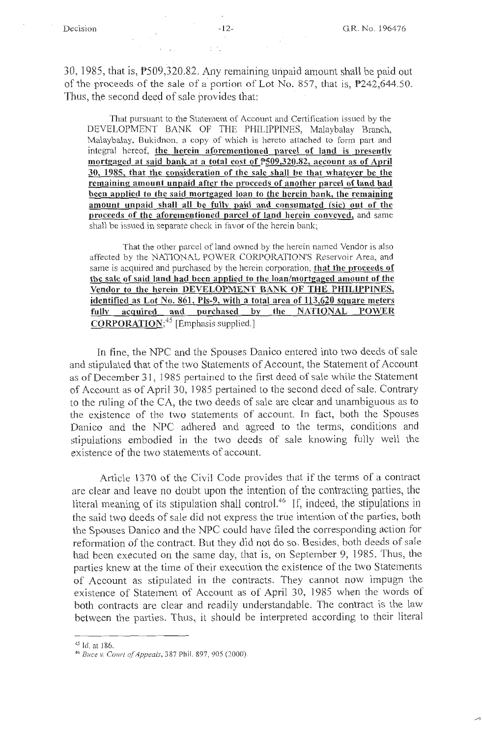30, 1985, that is, ₱509,320.82. Any remaining unpaid amount shall be paid out of the proceeds of the sale of a portion of Lot No. 857, that is, ₱242,644.50. Thus, the second deed of sale provides that:

> That pursuant to the Statement of Account and Certification issued by the DEVELOPMENT BANK OF THE PHILIPPINES, Malaybalay Branch, Malaybalay, Bukidnon, a copy of which is hereto attached to form part and integral hereof, **the herein aforementioned parcel of land is presently mortgaged at said bank at a total cost of ₱509,320.82, account as of April 30, 1985, that the consideration of the sale shall be that whatever be the remaining amount unpaid after the proceeds of another parcel of land had been applied to the said mortgaged loan to the herein bank, the remaining amount unpaid shall all be fully paid and consumated (sic) out of the proceeds of the aforementioned parcel of land herein conveyed,** and same shall be issued in separate check in favor of the herein bank;
>
> That the other parcel of land owned by the herein named Vendor is also affected by the NATIONAL POWER CORPORATION'S Reservoir Area, and same is acquired and purchased by the herein corporation, **that the proceeds of the sale of said land had been applied to the loan/mortgaged amount of the Vendor to the herein DEVELOPMENT BANK OF THE PHILIPPINES, identified as Lot No. 861, Pls-9, with a total area of 113,620 square meters fully acquired and purchased by the NATIONAL POWER CORPORATION;**[45] [Emphasis supplied.]

In fine, the NPC and the Spouses Danico entered into two deeds of sale and stipulated that of the two Statements of Account, the Statement of Account as of December 31, 1985 pertained to the first deed of sale while the Statement of Account as of April 30, 1985 pertained to the second deed of sale. Contrary to the ruling of the CA, the two deeds of sale are clear and unambiguous as to the existence of the two statements of account. In fact, both the Spouses Danico and the NPC adhered and agreed to the terms, conditions and stipulations embodied in the two deeds of sale knowing fully well the existence of the two statements of account.

Article 1370 of the Civil Code provides that if the terms of a contract are clear and leave no doubt upon the intention of the contracting parties, the literal meaning of its stipulation shall control.[46] If, indeed, the stipulations in the said two deeds of sale did not express the true intention of the parties, both the Spouses Danico and the NPC could have filed the corresponding action for reformation of the contract. But they did not do so. Besides, both deeds of sale had been executed on the same day, that is, on September 9, 1985. Thus, the parties knew at the time of their execution the existence of the two Statements of Account as stipulated in the contracts. They cannot now impugn the existence of Statement of Account as of April 30, 1985 when the words of both contracts are clear and readily understandable. The contract is the law between the parties. Thus, it should be interpreted according to their literal

---

[45] Id. at 186.

[46] *Buce v. Court of Appeals*, 387 Phil. 897, 905 (2000).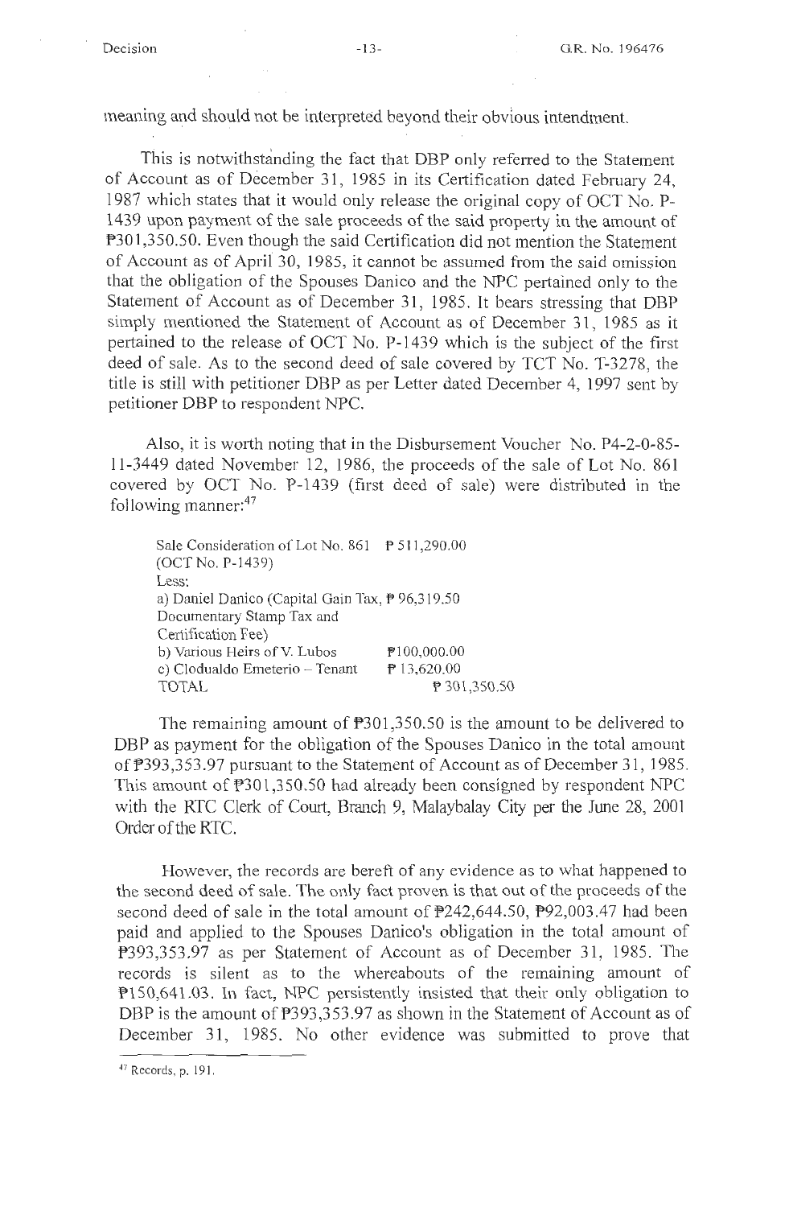meaning and should not be interpreted beyond their obvious intendment.

This is notwithstanding the fact that DBP only referred to the Statement of Account as of December 31, 1985 in its Certification dated February 24, 1987 which states that it would only release the original copy of OCT No. P-1439 upon payment of the sale proceeds of the said property in the amount of ₱301,350.50. Even though the said Certification did not mention the Statement of Account as of April 30, 1985, it cannot be assumed from the said omission that the obligation of the Spouses Danico and the NPC pertained only to the Statement of Account as of December 31, 1985. It bears stressing that DBP simply mentioned the Statement of Account as of December 31, 1985 as it pertained to the release of OCT No. P-1439 which is the subject of the first deed of sale. As to the second deed of sale covered by TCT No. T-3278, the title is still with petitioner DBP as per Letter dated December 4, 1997 sent by petitioner DBP to respondent NPC.

Also, it is worth noting that in the Disbursement Voucher No. P4-2-0-85-11-3449 dated November 12, 1986, the proceeds of the sale of Lot No. 861 covered by OCT No. P-1439 (first deed of sale) were distributed in the following manner:[47]

| | | |
|---|---|---|
| Sale Consideration of Lot No. 861 (OCT No. P-1439) | ₱ 511,290.00 | |
| Less: | | |
| a) Daniel Danico (Capital Gain Tax, Documentary Stamp Tax and Certification Fee) | ₱ 96,319.50 | |
| b) Various Heirs of V. Lubos | ₱100,000.00 | |
| c) Clodualdo Emeterio – Tenant | ₱ 13,620.00 | |
| TOTAL | | ₱ 301,350.50 |

The remaining amount of ₱301,350.50 is the amount to be delivered to DBP as payment for the obligation of the Spouses Danico in the total amount of ₱393,353.97 pursuant to the Statement of Account as of December 31, 1985. This amount of ₱301,350.50 had already been consigned by respondent NPC with the RTC Clerk of Court, Branch 9, Malaybalay City per the June 28, 2001 Order of the RTC.

However, the records are bereft of any evidence as to what happened to the second deed of sale. The only fact proven is that out of the proceeds of the second deed of sale in the total amount of ₱242,644.50, ₱92,003.47 had been paid and applied to the Spouses Danico's obligation in the total amount of ₱393,353.97 as per Statement of Account as of December 31, 1985. The records is silent as to the whereabouts of the remaining amount of ₱150,641.03. In fact, NPC persistently insisted that their only obligation to DBP is the amount of ₱393,353.97 as shown in the Statement of Account as of December 31, 1985. No other evidence was submitted to prove that

---

[47] Records, p. 191.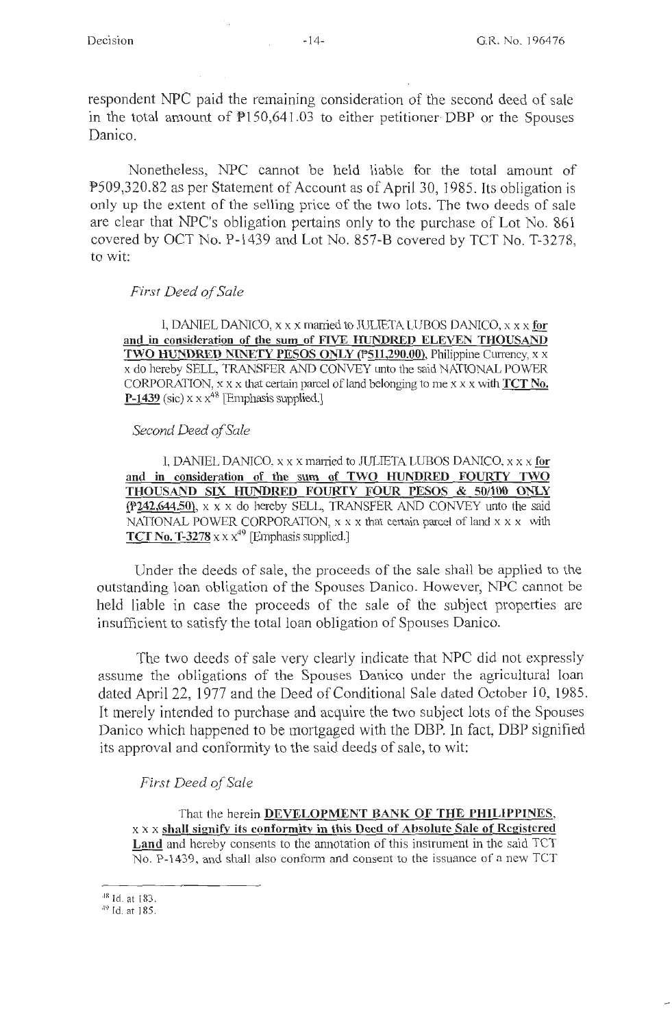respondent NPC paid the remaining consideration of the second deed of sale in the total amount of ₱150,641.03 to either petitioner DBP or the Spouses Danico.

Nonetheless, NPC cannot be held liable for the total amount of ₱509,320.82 as per Statement of Account as of April 30, 1985. Its obligation is only up the extent of the selling price of the two lots. The two deeds of sale are clear that NPC's obligation pertains only to the purchase of Lot No. 861 covered by OCT No. P-1439 and Lot No. 857-B covered by TCT No. T-3278, to wit:

*First Deed of Sale*

> I, DANIEL DANICO, x x x married to JULIETA LUBOS DANICO, x x x **for and in consideration of the sum of FIVE HUNDRED ELEVEN THOUSAND TWO HUNDRED NINETY PESOS ONLY (₱511,290.00)**, Philippine Currency, x x x do hereby SELL, TRANSFER AND CONVEY unto the said NATIONAL POWER CORPORATION, x x x that certain parcel of land belonging to me x x x with **TCT No. P-1439** (sic) x x x[48] [Emphasis supplied.]

*Second Deed of Sale*

> I, DANIEL DANICO, x x x married to JULIETA LUBOS DANICO, x x x **for and in consideration of the sum of TWO HUNDRED FOURTY TWO THOUSAND SIX HUNDRED FOURTY FOUR PESOS & 50/100 ONLY (₱242,644.50)**, x x x do hereby SELL, TRANSFER AND CONVEY unto the said NATIONAL POWER CORPORATION, x x x that certain parcel of land x x x with **TCT No. T-3278** x x x[49] [Emphasis supplied.]

Under the deeds of sale, the proceeds of the sale shall be applied to the outstanding loan obligation of the Spouses Danico. However, NPC cannot be held liable in case the proceeds of the sale of the subject properties are insufficient to satisfy the total loan obligation of Spouses Danico.

The two deeds of sale very clearly indicate that NPC did not expressly assume the obligations of the Spouses Danico under the agricultural loan dated April 22, 1977 and the Deed of Conditional Sale dated October 10, 1985. It merely intended to purchase and acquire the two subject lots of the Spouses Danico which happened to be mortgaged with the DBP. In fact, DBP signified its approval and conformity to the said deeds of sale, to wit:

*First Deed of Sale*

> That the herein **DEVELOPMENT BANK OF THE PHILIPPINES**, x x x **shall signify its conformity in this Deed of Absolute Sale of Registered Land** and hereby consents to the annotation of this instrument in the said TCT No. P-1439, and shall also conform and consent to the issuance of a new TCT

---

[48] Id. at 183.

[49] Id. at 185.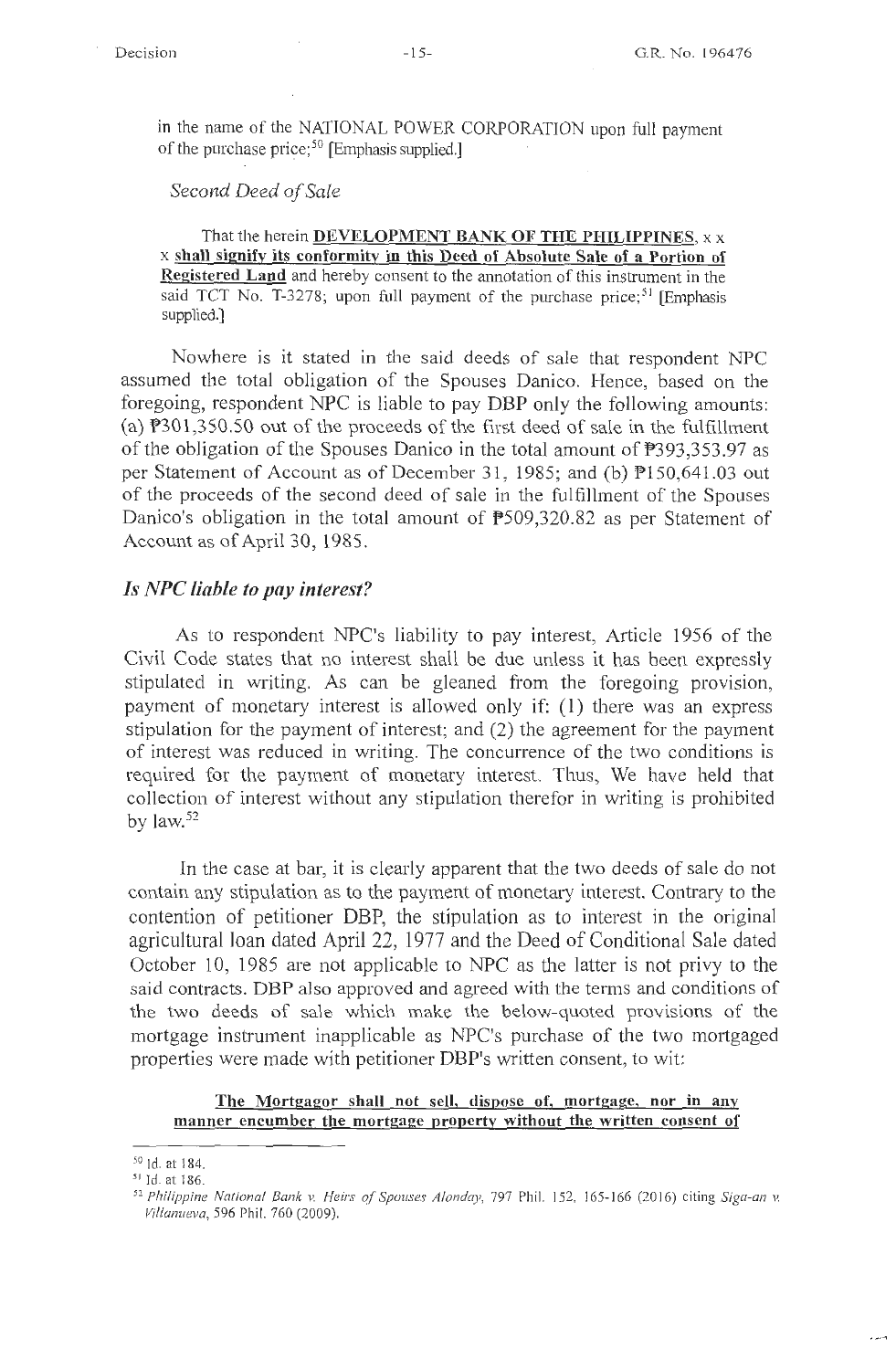in the name of the NATIONAL POWER CORPORATION upon full payment of the purchase price;[50] [Emphasis supplied.]

*Second Deed of Sale*

> That the herein **DEVELOPMENT BANK OF THE PHILIPPINES**, x x x **shall signify its conformity in this Deed of Absolute Sale of a Portion of Registered Land** and hereby consent to the annotation of this instrument in the said TCT No. T-3278; upon full payment of the purchase price;[51] [Emphasis supplied.]

Nowhere is it stated in the said deeds of sale that respondent NPC assumed the total obligation of the Spouses Danico. Hence, based on the foregoing, respondent NPC is liable to pay DBP only the following amounts: (a) ₱301,350.50 out of the proceeds of the first deed of sale in the fulfillment of the obligation of the Spouses Danico in the total amount of ₱393,353.97 as per Statement of Account as of December 31, 1985; and (b) ₱150,641.03 out of the proceeds of the second deed of sale in the fulfillment of the Spouses Danico's obligation in the total amount of ₱509,320.82 as per Statement of Account as of April 30, 1985.

### *Is NPC liable to pay interest?*

As to respondent NPC's liability to pay interest, Article 1956 of the Civil Code states that no interest shall be due unless it has been expressly stipulated in writing. As can be gleaned from the foregoing provision, payment of monetary interest is allowed only if: (1) there was an express stipulation for the payment of interest; and (2) the agreement for the payment of interest was reduced in writing. The concurrence of the two conditions is required for the payment of monetary interest. Thus, We have held that collection of interest without any stipulation therefor in writing is prohibited by law.[52]

In the case at bar, it is clearly apparent that the two deeds of sale do not contain any stipulation as to the payment of monetary interest. Contrary to the contention of petitioner DBP, the stipulation as to interest in the original agricultural loan dated April 22, 1977 and the Deed of Conditional Sale dated October 10, 1985 are not applicable to NPC as the latter is not privy to the said contracts. DBP also approved and agreed with the terms and conditions of the two deeds of sale which make the below-quoted provisions of the mortgage instrument inapplicable as NPC's purchase of the two mortgaged properties were made with petitioner DBP's written consent, to wit:

> **The Mortgagor shall not sell, dispose of, mortgage, nor in any manner encumber the mortgage property without the written consent of**

---

[50] Id. at 184.

[51] Id. at 186.

[52] *Philippine National Bank v. Heirs of Spouses Alonday*, 797 Phil. 152, 165-166 (2016) citing *Siga-an v. Villanueva*, 596 Phil. 760 (2009).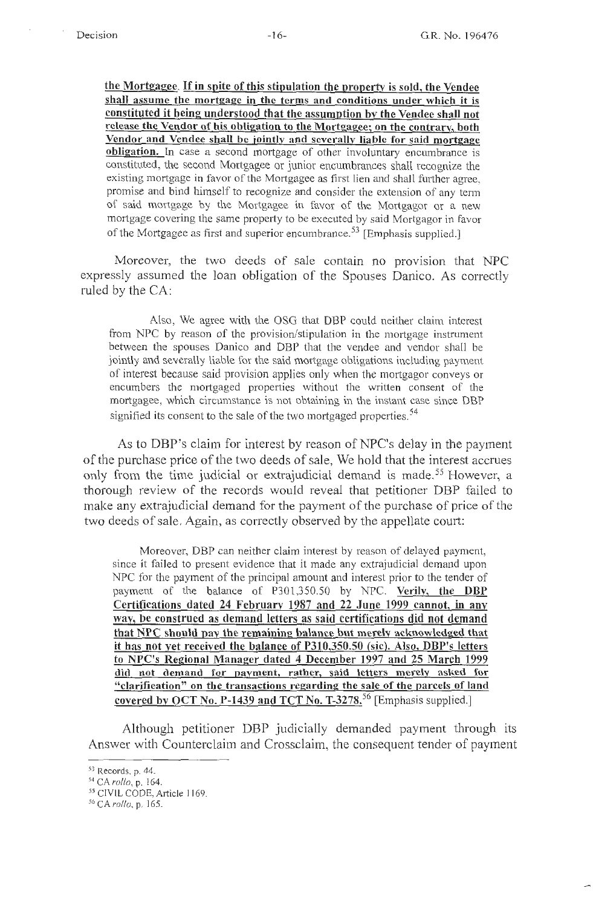**the Mortgagee. If in spite of this stipulation the property is sold, the Vendee shall assume the mortgage in the terms and conditions under which it is constituted it being understood that the assumption by the Vendee shall not release the Vendor of his obligation to the Mortgagee; on the contrary, both Vendor and Vendee shall be jointly and severally liable for said mortgage obligation.** In case a second mortgage of other involuntary encumbrance is constituted, the second Mortgagee or junior encumbrances shall recognize the existing mortgage in favor of the Mortgagee as first lien and shall further agree, promise and bind himself to recognize and consider the extension of any term of said mortgage by the Mortgagee in favor of the Mortgagor or a new mortgage covering the same property to be executed by said Mortgagor in favor of the Mortgagee as first and superior encumbrance.[53] [Emphasis supplied.]

Moreover, the two deeds of sale contain no provision that NPC expressly assumed the loan obligation of the Spouses Danico. As correctly ruled by the CA:

> Also, We agree with the OSG that DBP could neither claim interest from NPC by reason of the provision/stipulation in the mortgage instrument between the spouses Danico and DBP that the vendee and vendor shall be jointly and severally liable for the said mortgage obligations including payment of interest because said provision applies only when the mortgagor conveys or encumbers the mortgaged properties without the written consent of the mortgagee, which circumstance is not obtaining in the instant case since DBP signified its consent to the sale of the two mortgaged properties.[54]

As to DBP's claim for interest by reason of NPC's delay in the payment of the purchase price of the two deeds of sale, We hold that the interest accrues only from the time judicial or extrajudicial demand is made.[55] However, a thorough review of the records would reveal that petitioner DBP failed to make any extrajudicial demand for the payment of the purchase of price of the two deeds of sale. Again, as correctly observed by the appellate court:

> Moreover, DBP can neither claim interest by reason of delayed payment, since it failed to present evidence that it made any extrajudicial demand upon NPC for the payment of the principal amount and interest prior to the tender of payment of the balance of P301,350.50 by NPC. **Verily, the DBP Certifications dated 24 February 1987 and 22 June 1999 cannot, in any way, be construed as demand letters as said certifications did not demand that NPC should pay the remaining balance but merely acknowledged that it has not yet received the balance of P310,350.50 (sic). Also, DBP's letters to NPC's Regional Manager dated 4 December 1997 and 25 March 1999 did not demand for payment, rather, said letters merely asked for "clarification" on the transactions regarding the sale of the parcels of land covered by OCT No. P-1439 and TCT No. T-3278.**[56] [Emphasis supplied.]

Although petitioner DBP judicially demanded payment through its Answer with Counterclaim and Crossclaim, the consequent tender of payment

---

[53] Records, p. 44.

[54] CA *rollo*, p. 164.

[55] CIVIL CODE, Article 1169.

[56] CA *rollo*, p. 165.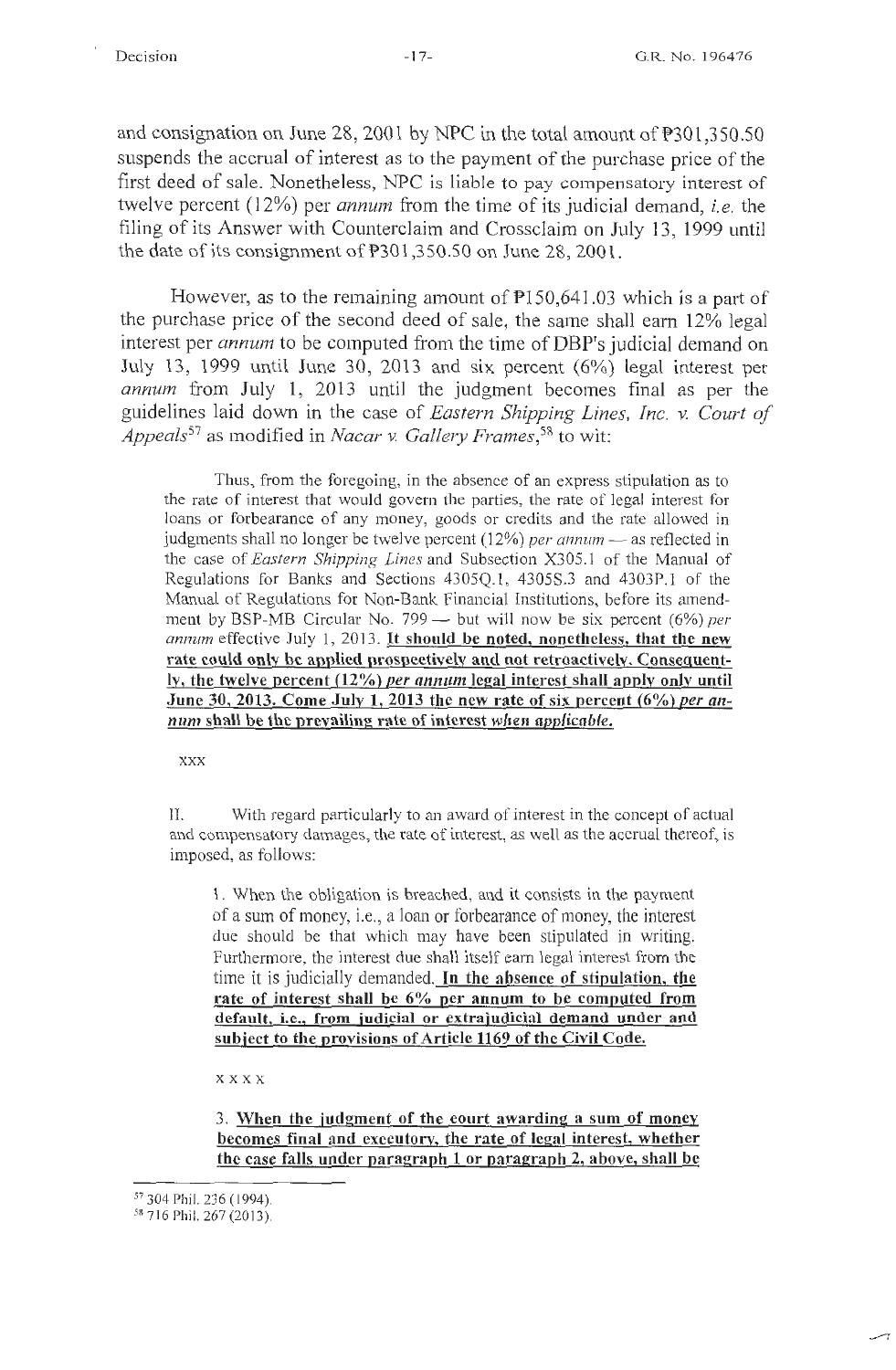and consignation on June 28, 2001 by NPC in the total amount of ₱301,350.50 suspends the accrual of interest as to the payment of the purchase price of the first deed of sale. Nonetheless, NPC is liable to pay compensatory interest of twelve percent (12%) per *annum* from the time of its judicial demand, *i.e.* the filing of its Answer with Counterclaim and Crossclaim on July 13, 1999 until the date of its consignment of ₱301,350.50 on June 28, 2001.

However, as to the remaining amount of ₱150,641.03 which is a part of the purchase price of the second deed of sale, the same shall earn 12% legal interest per *annum* to be computed from the time of DBP's judicial demand on July 13, 1999 until June 30, 2013 and six percent (6%) legal interest per *annum* from July 1, 2013 until the judgment becomes final as per the guidelines laid down in the case of *Eastern Shipping Lines, Inc. v. Court of Appeals*[57] as modified in *Nacar v. Gallery Frames*,[58] to wit:

> Thus, from the foregoing, in the absence of an express stipulation as to the rate of interest that would govern the parties, the rate of legal interest for loans or forbearance of any money, goods or credits and the rate allowed in judgments shall no longer be twelve percent (12%) *per annum* — as reflected in the case of *Eastern Shipping Lines* and Subsection X305.1 of the Manual of Regulations for Banks and Sections 4305Q.1, 4305S.3 and 4303P.1 of the Manual of Regulations for Non-Bank Financial Institutions, before its amendment by BSP-MB Circular No. 799 — but will now be six percent (6%) *per annum* effective July 1, 2013. **<u>It should be noted, nonetheless, that the new rate could only be applied prospectively and not retroactively. Consequently, the twelve percent (12%) *per annum* legal interest shall apply only until June 30, 2013. Come July 1, 2013 the new rate of six percent (6%) *per annum* shall be the prevailing rate of interest *when applicable.*</u>**
>
> xxx
>
> II. With regard particularly to an award of interest in the concept of actual and compensatory damages, the rate of interest, as well as the accrual thereof, is imposed, as follows:
>
> 1. When the obligation is breached, and it consists in the payment of a sum of money, i.e., a loan or forbearance of money, the interest due should be that which may have been stipulated in writing. Furthermore, the interest due shall itself earn legal interest from the time it is judicially demanded. **<u>In the absence of stipulation, the rate of interest shall be 6% per annum to be computed from default, i.e., from judicial or extrajudicial demand under and subject to the provisions of Article 1169 of the Civil Code.</u>**
>
> x x x x
>
> 3. **<u>When the judgment of the court awarding a sum of money becomes final and executory, the rate of legal interest, whether the case falls under paragraph 1 or paragraph 2, above, shall be</u>**

---

[57] 304 Phil. 236 (1994).

[58] 716 Phil. 267 (2013).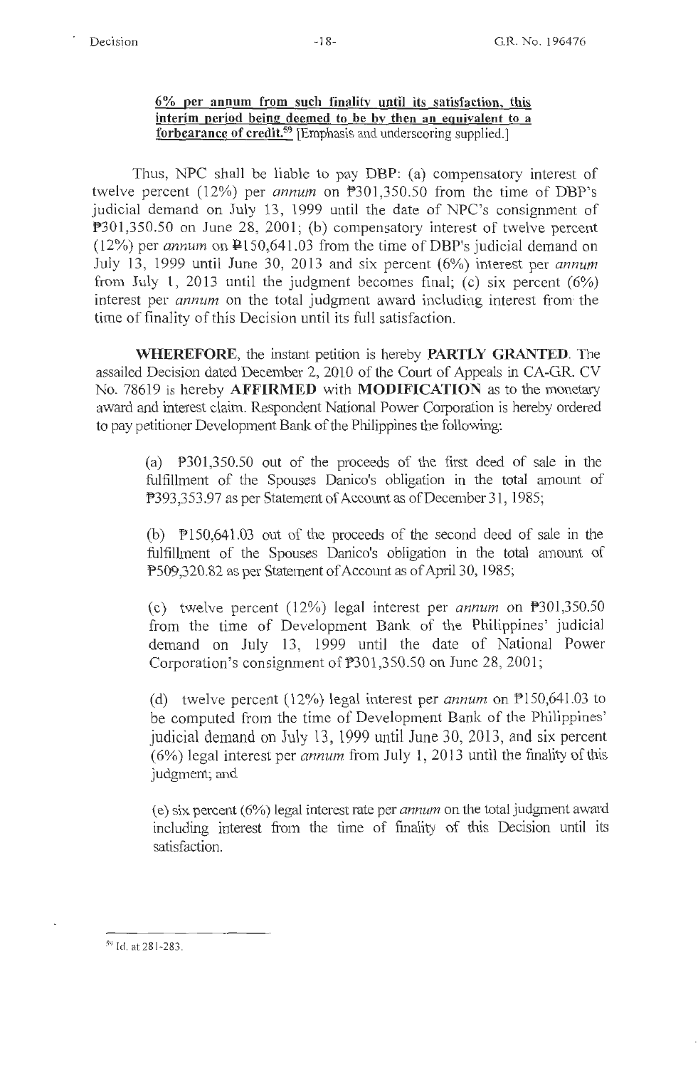> **6% per annum from such finality until its satisfaction, this interim period being deemed to be by then an equivalent to a forbearance of credit.**[59] [Emphasis and underscoring supplied.]

Thus, NPC shall be liable to pay DBP: (a) compensatory interest of twelve percent (12%) per *annum* on ₱301,350.50 from the time of DBP's judicial demand on July 13, 1999 until the date of NPC's consignment of ₱301,350.50 on June 28, 2001; (b) compensatory interest of twelve percent (12%) per *annum* on ₱150,641.03 from the time of DBP's judicial demand on July 13, 1999 until June 30, 2013 and six percent (6%) interest per *annum* from July 1, 2013 until the judgment becomes final; (c) six percent (6%) interest per *annum* on the total judgment award including interest from the time of finality of this Decision until its full satisfaction.

**WHEREFORE**, the instant petition is hereby **PARTLY GRANTED**. The assailed Decision dated December 2, 2010 of the Court of Appeals in CA-G.R. CV No. 78619 is hereby **AFFIRMED** with **MODIFICATION** as to the monetary award and interest claim. Respondent National Power Corporation is hereby ordered to pay petitioner Development Bank of the Philippines the following:

> (a) ₱301,350.50 out of the proceeds of the first deed of sale in the fulfillment of the Spouses Danico's obligation in the total amount of ₱393,353.97 as per Statement of Account as of December 31, 1985;
>
> (b) ₱150,641.03 out of the proceeds of the second deed of sale in the fulfillment of the Spouses Danico's obligation in the total amount of ₱509,320.82 as per Statement of Account as of April 30, 1985;
>
> (c) twelve percent (12%) legal interest per *annum* on ₱301,350.50 from the time of Development Bank of the Philippines' judicial demand on July 13, 1999 until the date of National Power Corporation's consignment of ₱301,350.50 on June 28, 2001;
>
> (d) twelve percent (12%) legal interest per *annum* on ₱150,641.03 to be computed from the time of Development Bank of the Philippines' judicial demand on July 13, 1999 until June 30, 2013, and six percent (6%) legal interest per *annum* from July 1, 2013 until the finality of this judgment; and
>
> (e) six percent (6%) legal interest rate per *annum* on the total judgment award including interest from the time of finality of this Decision until its satisfaction.

---

[59] Id. at 281-283.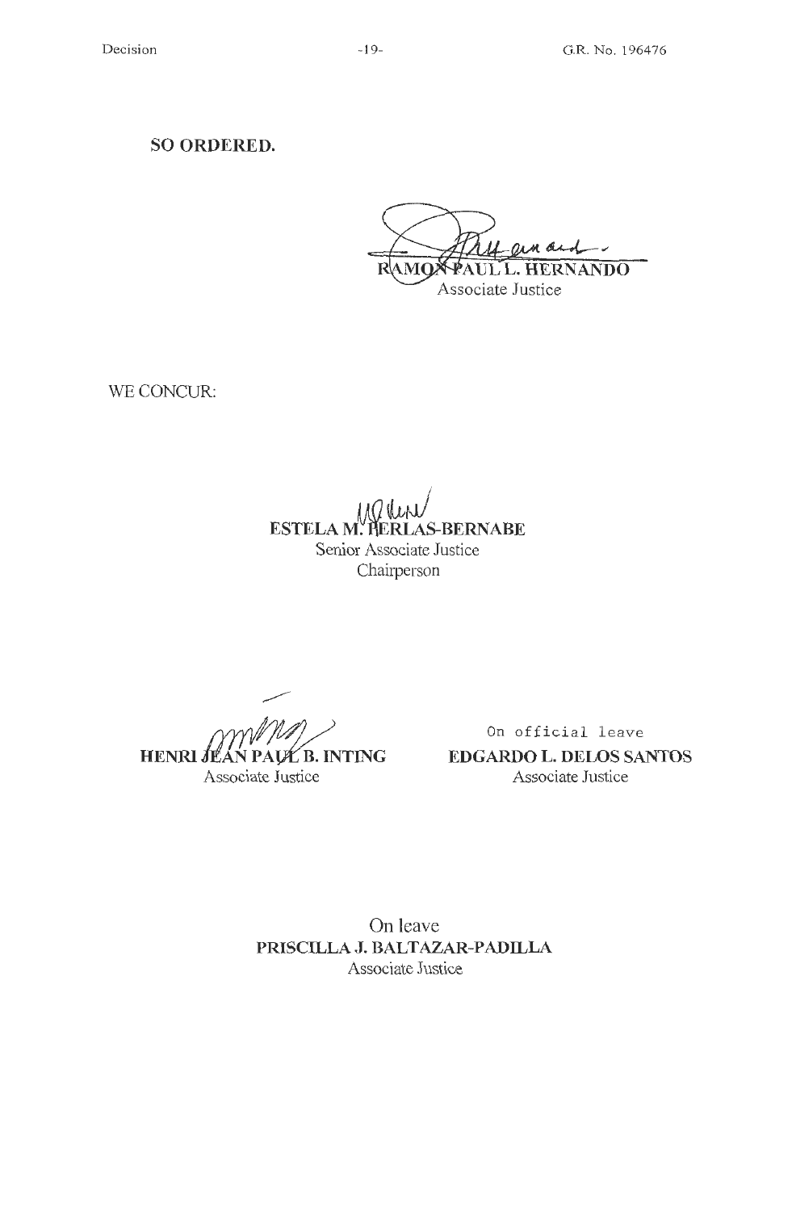**SO ORDERED.**

RAMON PAUL L. HERNANDO
Associate Justice

WE CONCUR:

ESTELA M. PERLAS-BERNABE
Senior Associate Justice
Chairperson

HENRI JEAN PAUL B. INTING
Associate Justice

On official leave
EDGARDO L. DELOS SANTOS
Associate Justice

On leave
PRISCILLA J. BALTAZAR-PADILLA
Associate Justice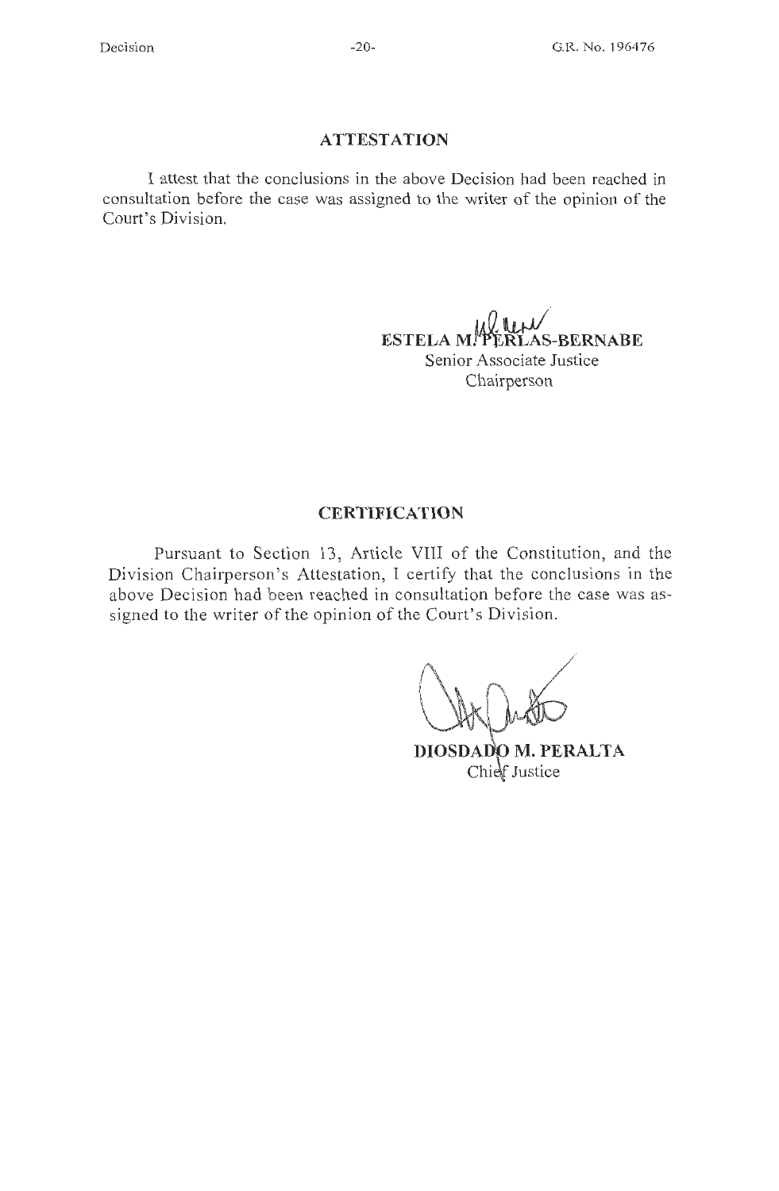## ATTESTATION

I attest that the conclusions in the above Decision had been reached in consultation before the case was assigned to the writer of the opinion of the Court's Division.

**ESTELA M. PERLAS-BERNABE**
Senior Associate Justice
Chairperson

## CERTIFICATION

Pursuant to Section 13, Article VIII of the Constitution, and the Division Chairperson's Attestation, I certify that the conclusions in the above Decision had been reached in consultation before the case was assigned to the writer of the opinion of the Court's Division.

**DIOSDADO M. PERALTA**
Chief Justice